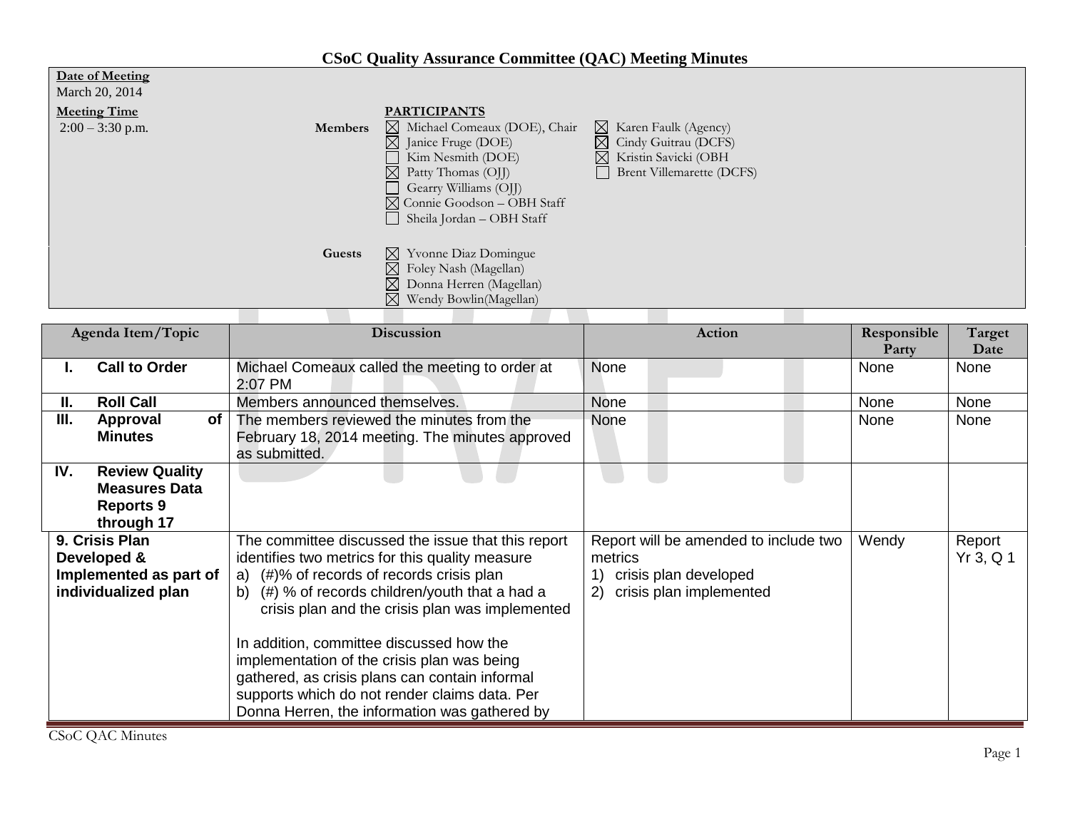# CSoC Quality Assurance Committee (QAC) Meeting Minutes

**Date of Meeting**
March 20, 2014

**Meeting Time**
2:00 – 3:30 p.m.

**PARTICIPANTS**

**Members**

- ☒ Michael Comeaux (DOE), Chair
- ☒ Janice Fruge (DOE)
- ☐ Kim Nesmith (DOE)
- ☒ Patty Thomas (OJJ)
- ☐ Gearry Williams (OJJ)
- ☒ Connie Goodson – OBH Staff
- ☐ Sheila Jordan – OBH Staff
- ☒ Karen Faulk (Agency)
- ☒ Cindy Guitrau (DCFS)
- ☒ Kristin Savicki (OBH
- ☐ Brent Villemarette (DCFS)

**Guests**

- ☒ Yvonne Diaz Domingue
- ☒ Foley Nash (Magellan)
- ☒ Donna Herren (Magellan)
- ☒ Wendy Bowlin(Magellan)

| Agenda Item/Topic | Discussion | Action | Responsible Party | Target Date |
|---|---|---|---|---|
| **I. Call to Order** | Michael Comeaux called the meeting to order at 2:07 PM | None | None | None |
| **II. Roll Call** | Members announced themselves. | None | None | None |
| **III. Approval of Minutes** | The members reviewed the minutes from the February 18, 2014 meeting. The minutes approved as submitted. | None | None | None |
| **IV. Review Quality Measures Data Reports 9 through 17** | | | | |
| **9. Crisis Plan Developed & Implemented as part of individualized plan** | The committee discussed the issue that this report identifies two metrics for this quality measure<br>a) (#)% of records of records crisis plan<br>b) (#) % of records children/youth that a had a crisis plan and the crisis plan was implemented<br><br>In addition, committee discussed how the implementation of the crisis plan was being gathered, as crisis plans can contain informal supports which do not render claims data. Per Donna Herren, the information was gathered by | Report will be amended to include two metrics<br>1) crisis plan developed<br>2) crisis plan implemented | Wendy | Report Yr 3, Q 1 |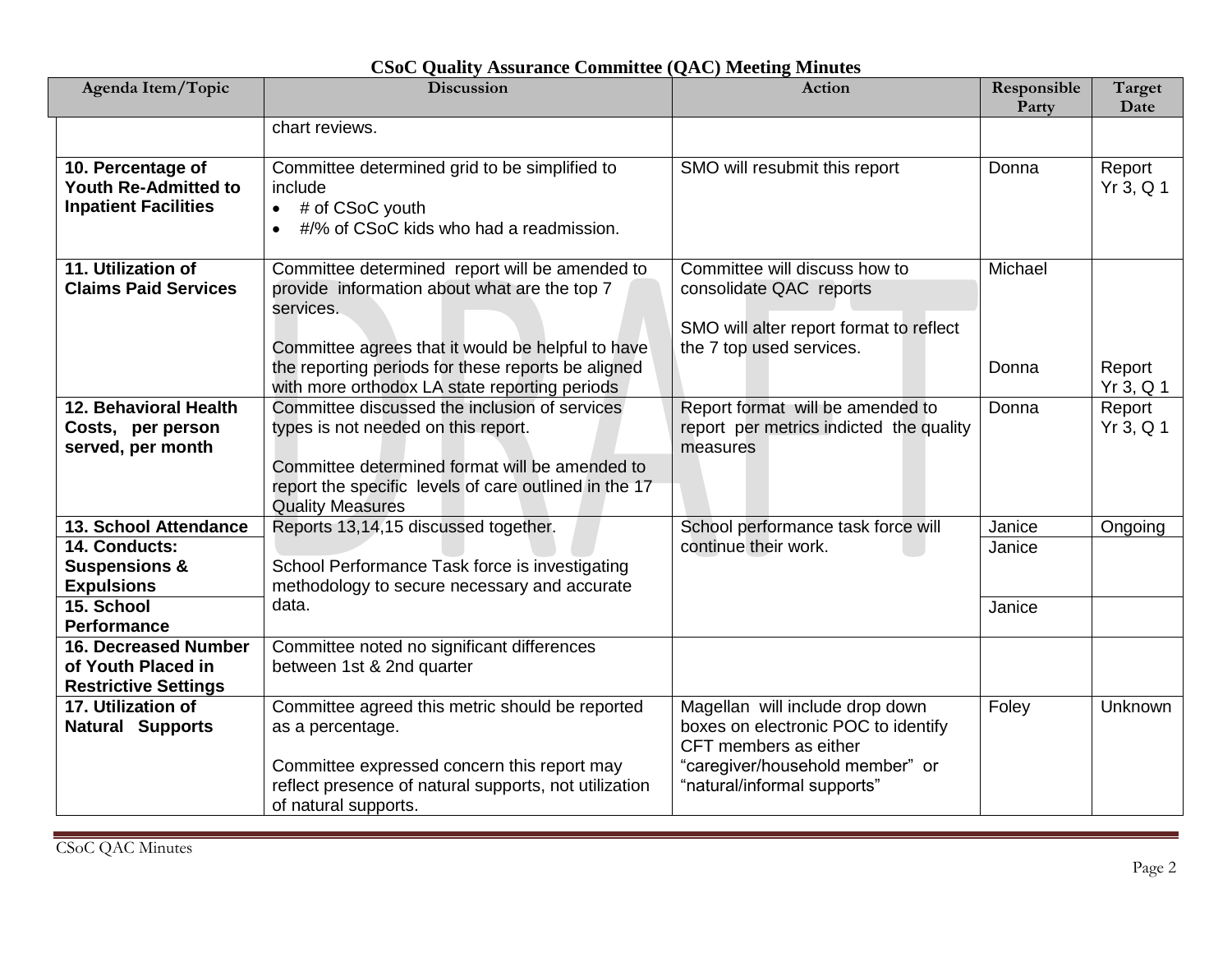# CSoC Quality Assurance Committee (QAC) Meeting Minutes

| Agenda Item/Topic | Discussion | Action | Responsible Party | Target Date |
|---|---|---|---|---|
| | chart reviews. | | | |
| **10. Percentage of Youth Re-Admitted to Inpatient Facilities** | Committee determined grid to be simplified to include<br>• # of CSoC youth<br>• #/% of CSoC kids who had a readmission. | SMO will resubmit this report | Donna | Report Yr 3, Q 1 |
| **11. Utilization of Claims Paid Services** | Committee determined report will be amended to provide information about what are the top 7 services.<br><br>Committee agrees that it would be helpful to have the reporting periods for these reports be aligned with more orthodox LA state reporting periods | Committee will discuss how to consolidate QAC reports<br><br>SMO will alter report format to reflect the 7 top used services. | Michael<br><br>Donna | Report Yr 3, Q 1 |
| **12. Behavioral Health Costs, per person served, per month** | Committee discussed the inclusion of services types is not needed on this report.<br><br>Committee determined format will be amended to report the specific levels of care outlined in the 17 Quality Measures | Report format will be amended to report per metrics indicted the quality measures | Donna | Report Yr 3, Q 1 |
| **13. School Attendance** | Reports 13,14,15 discussed together.<br><br>School Performance Task force is investigating methodology to secure necessary and accurate data. | School performance task force will continue their work. | Janice | Ongoing |
| **14. Conducts: Suspensions & Expulsions** | | | Janice | |
| **15. School Performance** | | | Janice | |
| **16. Decreased Number of Youth Placed in Restrictive Settings** | Committee noted no significant differences between 1st & 2nd quarter | | | |
| **17. Utilization of Natural Supports** | Committee agreed this metric should be reported as a percentage.<br><br>Committee expressed concern this report may reflect presence of natural supports, not utilization of natural supports. | Magellan will include drop down boxes on electronic POC to identify CFT members as either "caregiver/household member" or "natural/informal supports" | Foley | Unknown |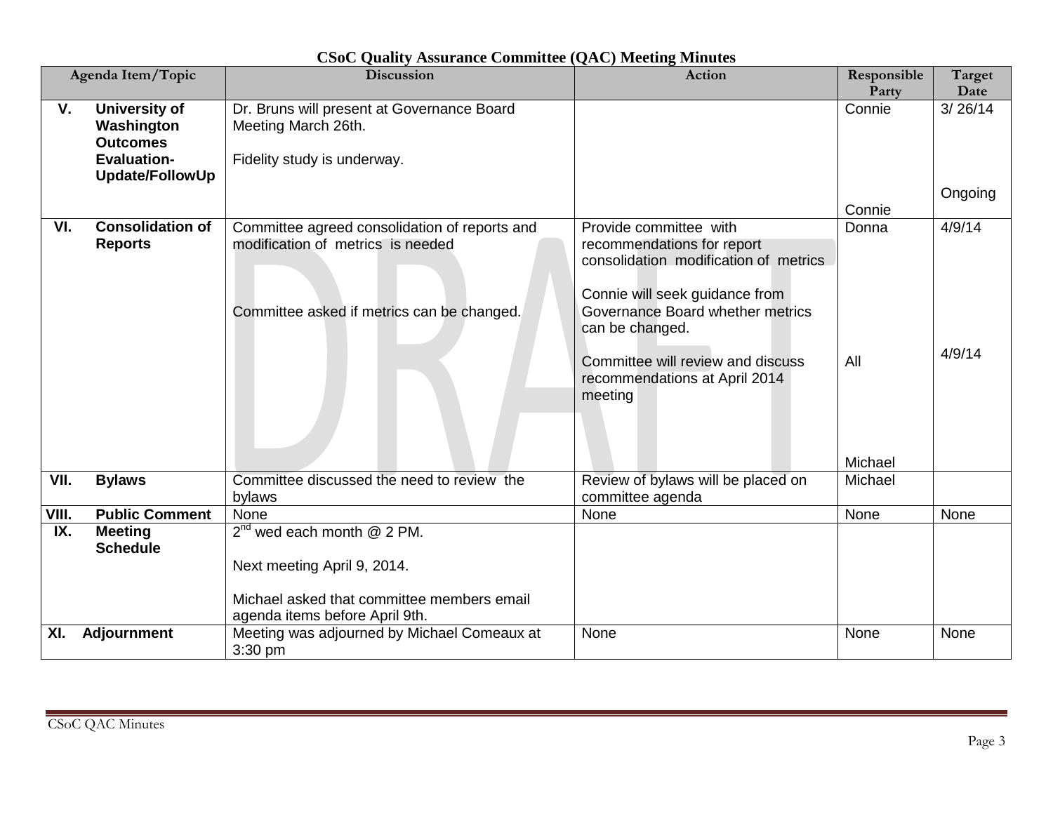**CSoC Quality Assurance Committee (QAC) Meeting Minutes**

| Agenda Item/Topic | Discussion | Action | Responsible Party | Target Date |
|---|---|---|---|---|
| V. **University of Washington Outcomes Evaluation-Update/FollowUp** | Dr. Bruns will present at Governance Board Meeting March 26th.<br><br>Fidelity study is underway. | | Connie<br><br>Connie | 3/ 26/14<br><br>Ongoing |
| VI. **Consolidation of Reports** | Committee agreed consolidation of reports and modification of metrics is needed<br><br>Committee asked if metrics can be changed. | Provide committee with recommendations for report consolidation modification of metrics<br><br>Connie will seek guidance from Governance Board whether metrics can be changed.<br><br>Committee will review and discuss recommendations at April 2014 meeting | Donna<br><br>All<br><br>Michael | 4/9/14<br><br>4/9/14 |
| VII. **Bylaws** | Committee discussed the need to review the bylaws | Review of bylaws will be placed on committee agenda | Michael | |
| VIII. **Public Comment** | None | None | None | None |
| IX. **Meeting Schedule** | 2nd wed each month @ 2 PM.<br><br>Next meeting April 9, 2014.<br><br>Michael asked that committee members email agenda items before April 9th. | | | |
| XI. **Adjournment** | Meeting was adjourned by Michael Comeaux at 3:30 pm | None | None | None |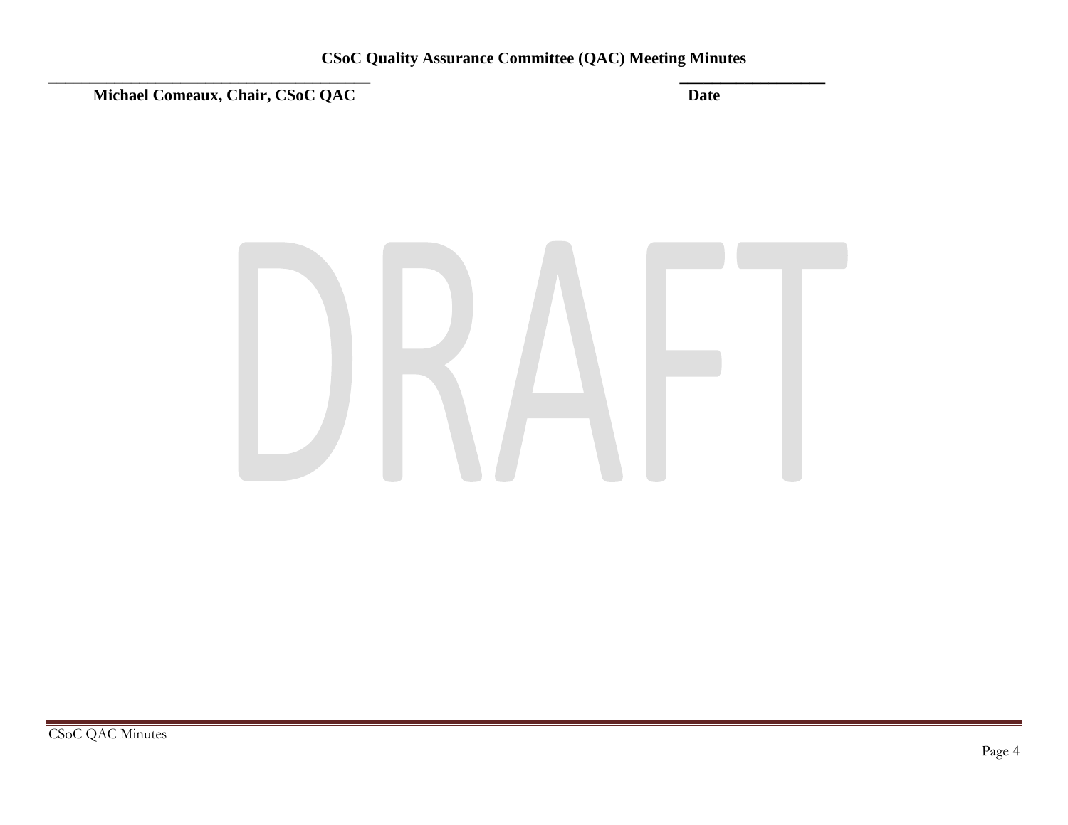\_\_\_\_\_\_\_\_\_\_\_\_\_\_\_\_\_\_\_\_\_\_\_\_\_\_\_\_\_\_\_\_\_\_\_\_\_\_\_\_ \_\_\_\_\_\_\_\_\_\_\_\_\_\_\_\_\_\_

**Michael Comeaux, Chair, CSoC QAC** **Date**

DRAFT